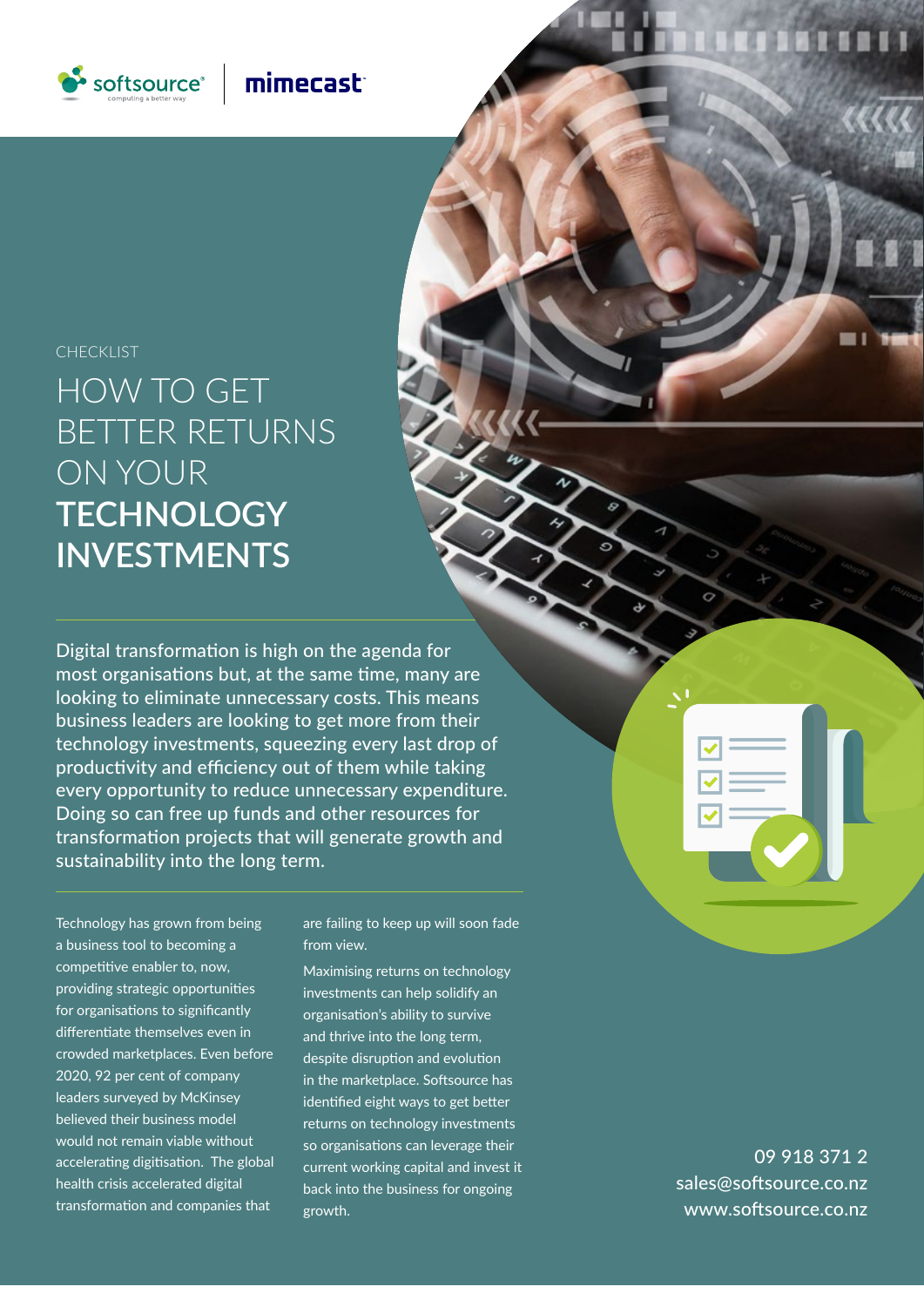softsource® computing a better way | mimecast

CHECKLIST

# HOW TO GET BETTER RETURNS ON YOUR **TECHNOLOGY INVESTMENTS**

Digital transformation is high on the agenda for most organisations but, at the same time, many are looking to eliminate unnecessary costs. This means business leaders are looking to get more from their technology investments, squeezing every last drop of productivity and efficiency out of them while taking every opportunity to reduce unnecessary expenditure. Doing so can free up funds and other resources for transformation projects that will generate growth and sustainability into the long term.

Technology has grown from being a business tool to becoming a competitive enabler to, now, providing strategic opportunities for organisations to significantly differentiate themselves even in crowded marketplaces. Even before 2020, 92 per cent of company leaders surveyed by McKinsey believed their business model would not remain viable without accelerating digitisation. The global health crisis accelerated digital transformation and companies that are failing to keep up will soon fade from view.

Maximising returns on technology investments can help solidify an organisation's ability to survive and thrive into the long term, despite disruption and evolution in the marketplace. Softsource has identified eight ways to get better returns on technology investments so organisations can leverage their current working capital and invest it back into the business for ongoing growth.

09 918 371 2
sales@softsource.co.nz
www.softsource.co.nz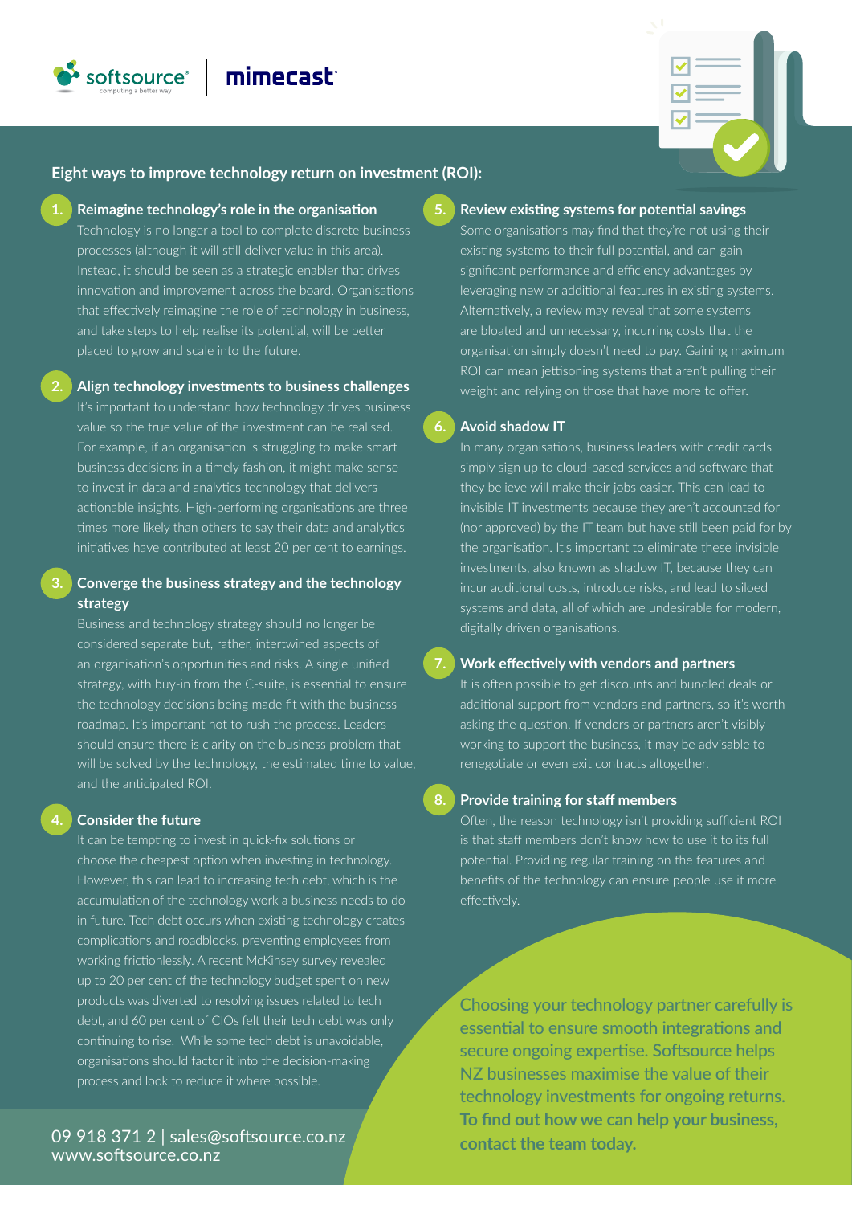softsource computing a better way | mimecast

## Eight ways to improve technology return on investment (ROI):

### 1. Reimagine technology's role in the organisation

Technology is no longer a tool to complete discrete business processes (although it will still deliver value in this area). Instead, it should be seen as a strategic enabler that drives innovation and improvement across the board. Organisations that effectively reimagine the role of technology in business, and take steps to help realise its potential, will be better placed to grow and scale into the future.

### 2. Align technology investments to business challenges

It's important to understand how technology drives business value so the true value of the investment can be realised. For example, if an organisation is struggling to make smart business decisions in a timely fashion, it might make sense to invest in data and analytics technology that delivers actionable insights. High-performing organisations are three times more likely than others to say their data and analytics initiatives have contributed at least 20 per cent to earnings.

### 3. Converge the business strategy and the technology strategy

Business and technology strategy should no longer be considered separate but, rather, intertwined aspects of an organisation's opportunities and risks. A single unified strategy, with buy-in from the C-suite, is essential to ensure the technology decisions being made fit with the business roadmap. It's important not to rush the process. Leaders should ensure there is clarity on the business problem that will be solved by the technology, the estimated time to value, and the anticipated ROI.

### 4. Consider the future

It can be tempting to invest in quick-fix solutions or choose the cheapest option when investing in technology. However, this can lead to increasing tech debt, which is the accumulation of the technology work a business needs to do in future. Tech debt occurs when existing technology creates complications and roadblocks, preventing employees from working frictionlessly. A recent McKinsey survey revealed up to 20 per cent of the technology budget spent on new products was diverted to resolving issues related to tech debt, and 60 per cent of CIOs felt their tech debt was only continuing to rise. While some tech debt is unavoidable, organisations should factor it into the decision-making process and look to reduce it where possible.

### 5. Review existing systems for potential savings

Some organisations may find that they're not using their existing systems to their full potential, and can gain significant performance and efficiency advantages by leveraging new or additional features in existing systems. Alternatively, a review may reveal that some systems are bloated and unnecessary, incurring costs that the organisation simply doesn't need to pay. Gaining maximum ROI can mean jettisoning systems that aren't pulling their weight and relying on those that have more to offer.

### 6. Avoid shadow IT

In many organisations, business leaders with credit cards simply sign up to cloud-based services and software that they believe will make their jobs easier. This can lead to invisible IT investments because they aren't accounted for (nor approved) by the IT team but have still been paid for by the organisation. It's important to eliminate these invisible investments, also known as shadow IT, because they can incur additional costs, introduce risks, and lead to siloed systems and data, all of which are undesirable for modern, digitally driven organisations.

### 7. Work effectively with vendors and partners

It is often possible to get discounts and bundled deals or additional support from vendors and partners, so it's worth asking the question. If vendors or partners aren't visibly working to support the business, it may be advisable to renegotiate or even exit contracts altogether.

### 8. Provide training for staff members

Often, the reason technology isn't providing sufficient ROI is that staff members don't know how to use it to its full potential. Providing regular training on the features and benefits of the technology can ensure people use it more effectively.

Choosing your technology partner carefully is essential to ensure smooth integrations and secure ongoing expertise. Softsource helps NZ businesses maximise the value of their technology investments for ongoing returns. **To find out how we can help your business, contact the team today.**

09 918 371 2 | sales@softsource.co.nz
www.softsource.co.nz